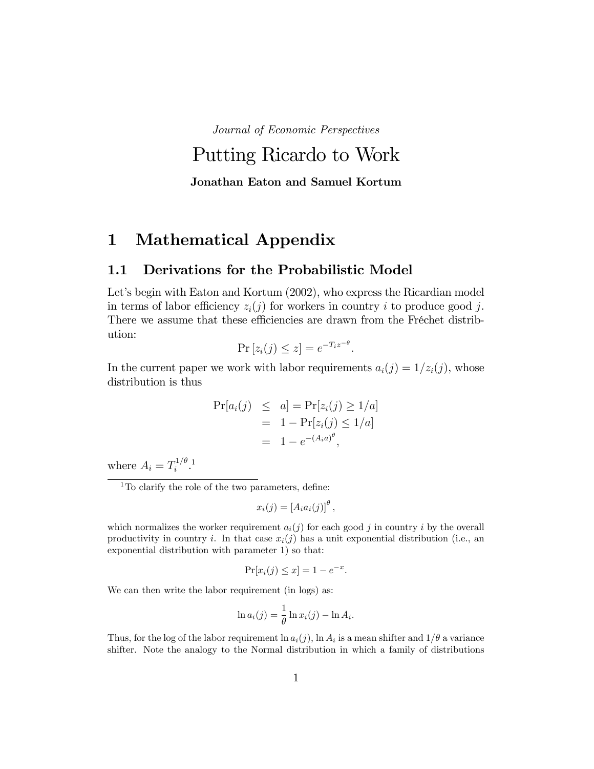*Journal of Economic Perspectives*

# Putting Ricardo to Work

**Jonathan Eaton and Samuel Kortum**

# 1 Mathematical Appendix

## 1.1 Derivations for the Probabilistic Model

Let's begin with Eaton and Kortum (2002), who express the Ricardian model in terms of labor efficiency $z_i(j)$ for workers in country $i$ to produce good $j$. There we assume that these efficiencies are drawn from the Fréchet distribution:

$$\Pr\left[z_i(j) \leq z\right] = e^{-T_i z^{-\theta}}.$$

In the current paper we work with labor requirements $a_i(j) = 1/z_i(j)$, whose distribution is thus

$$\begin{aligned}
\Pr[a_i(j) &\leq a] = \Pr[z_i(j) \geq 1/a] \\
&= 1 - \Pr[z_i(j) \leq 1/a] \\
&= 1 - e^{-(A_i a)^{\theta}},
\end{aligned}$$

where $A_i = T_i^{1/\theta}$.[1]

[1] To clarify the role of the two parameters, define:

$$x_i(j) = \left[A_i a_i(j)\right]^{\theta},$$

which normalizes the worker requirement $a_i(j)$ for each good $j$ in country $i$ by the overall productivity in country $i$. In that case $x_i(j)$ has a unit exponential distribution (i.e., an exponential distribution with parameter 1) so that:

$$\Pr[x_i(j) \leq x] = 1 - e^{-x}.$$

We can then write the labor requirement (in logs) as:

$$\ln a_i(j) = \frac{1}{\theta}\ln x_i(j) - \ln A_i.$$

Thus, for the log of the labor requirement $\ln a_i(j)$, $\ln A_i$ is a mean shifter and $1/\theta$ a variance shifter. Note the analogy to the Normal distribution in which a family of distributions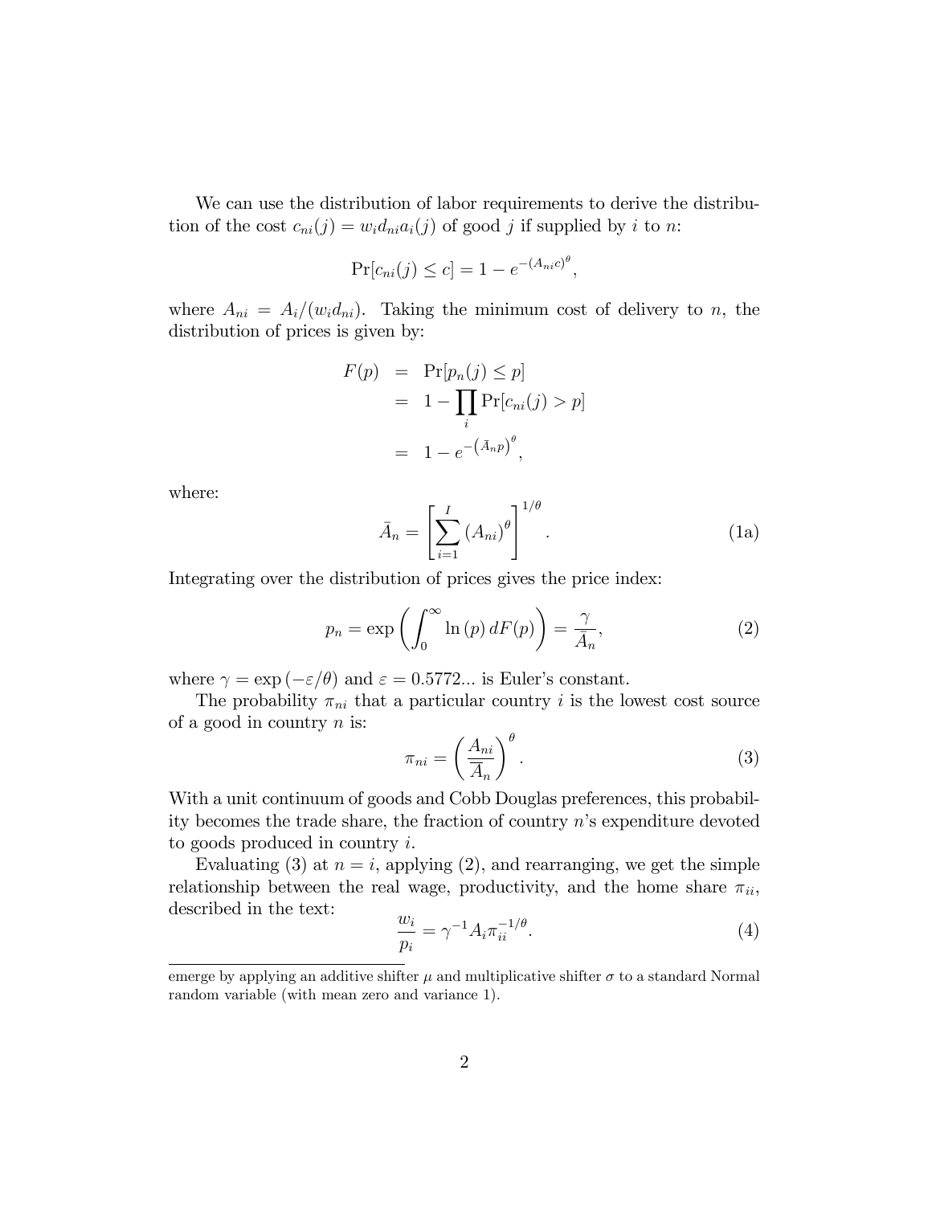We can use the distribution of labor requirements to derive the distribution of the cost $c_{ni}(j) = w_i d_{ni} a_i(j)$ of good $j$ if supplied by $i$ to $n$:

$$\Pr[c_{ni}(j) \leq c] = 1 - e^{-(A_{ni}c)^{\theta}},$$

where $A_{ni} = A_i/(w_i d_{ni})$. Taking the minimum cost of delivery to $n$, the distribution of prices is given by:

$$\begin{aligned} F(p) &= \Pr[p_n(j) \leq p] \\ &= 1 - \prod_i \Pr[c_{ni}(j) > p] \\ &= 1 - e^{-\left(\bar{A}_n p\right)^{\theta}}, \end{aligned}$$

where:

$$\bar{A}_n = \left[\sum_{i=1}^{I} (A_{ni})^{\theta}\right]^{1/\theta}. \tag{1a}$$

Integrating over the distribution of prices gives the price index:

$$p_n = \exp\left(\int_0^{\infty} \ln(p)\, dF(p)\right) = \frac{\gamma}{\bar{A}_n}, \tag{2}$$

where $\gamma = \exp(-\varepsilon/\theta)$ and $\varepsilon = 0.5772...$ is Euler's constant.

The probability $\pi_{ni}$ that a particular country $i$ is the lowest cost source of a good in country $n$ is:

$$\pi_{ni} = \left(\frac{A_{ni}}{\bar{A}_n}\right)^{\theta}. \tag{3}$$

With a unit continuum of goods and Cobb Douglas preferences, this probability becomes the trade share, the fraction of country $n$'s expenditure devoted to goods produced in country $i$.

Evaluating (3) at $n = i$, applying (2), and rearranging, we get the simple relationship between the real wage, productivity, and the home share $\pi_{ii}$, described in the text:

$$\frac{w_i}{p_i} = \gamma^{-1} A_i \pi_{ii}^{-1/\theta}. \tag{4}$$

---

emerge by applying an additive shifter $\mu$ and multiplicative shifter $\sigma$ to a standard Normal random variable (with mean zero and variance 1).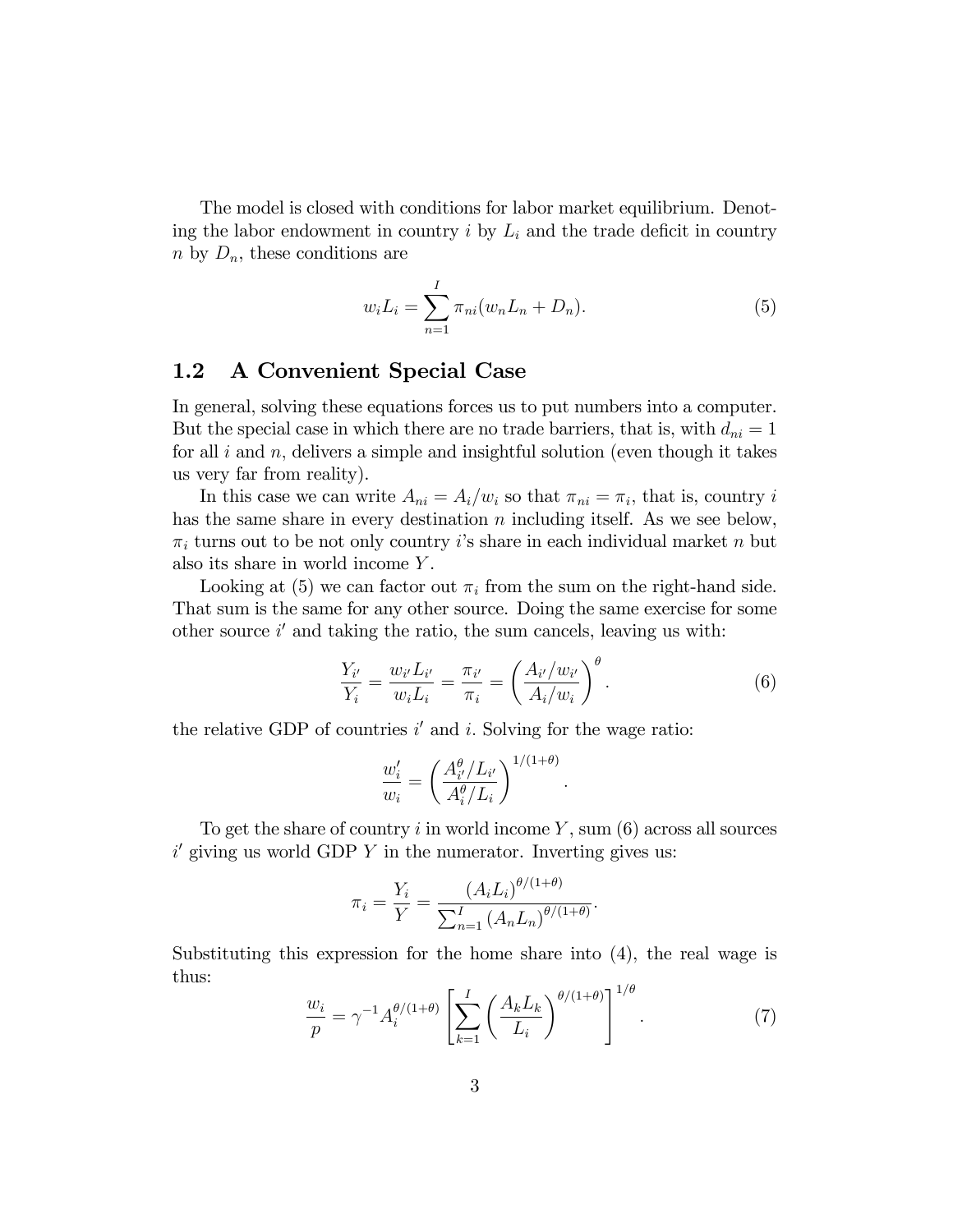The model is closed with conditions for labor market equilibrium. Denoting the labor endowment in country $i$ by $L_i$ and the trade deficit in country $n$ by $D_n$, these conditions are

$$w_i L_i = \sum_{n=1}^{I} \pi_{ni}(w_n L_n + D_n). \tag{5}$$

## 1.2 A Convenient Special Case

In general, solving these equations forces us to put numbers into a computer. But the special case in which there are no trade barriers, that is, with $d_{ni} = 1$ for all $i$ and $n$, delivers a simple and insightful solution (even though it takes us very far from reality).

In this case we can write $A_{ni} = A_i/w_i$ so that $\pi_{ni} = \pi_i$, that is, country $i$ has the same share in every destination $n$ including itself. As we see below, $\pi_i$ turns out to be not only country $i$'s share in each individual market $n$ but also its share in world income $Y$.

Looking at (5) we can factor out $\pi_i$ from the sum on the right-hand side. That sum is the same for any other source. Doing the same exercise for some other source $i'$ and taking the ratio, the sum cancels, leaving us with:

$$\frac{Y_{i'}}{Y_i} = \frac{w_{i'} L_{i'}}{w_i L_i} = \frac{\pi_{i'}}{\pi_i} = \left(\frac{A_{i'}/w_{i'}}{A_i/w_i}\right)^{\theta}. \tag{6}$$

the relative GDP of countries $i'$ and $i$. Solving for the wage ratio:

$$\frac{w_i'}{w_i} = \left(\frac{A_{i'}^{\theta}/L_{i'}}{A_i^{\theta}/L_i}\right)^{1/(1+\theta)}.$$

To get the share of country $i$ in world income $Y$, sum (6) across all sources $i'$ giving us world GDP $Y$ in the numerator. Inverting gives us:

$$\pi_i = \frac{Y_i}{Y} = \frac{(A_i L_i)^{\theta/(1+\theta)}}{\sum_{n=1}^{I} (A_n L_n)^{\theta/(1+\theta)}}.$$

Substituting this expression for the home share into (4), the real wage is thus:

$$\frac{w_i}{p} = \gamma^{-1} A_i^{\theta/(1+\theta)} \left[\sum_{k=1}^{I} \left(\frac{A_k L_k}{L_i}\right)^{\theta/(1+\theta)}\right]^{1/\theta}. \tag{7}$$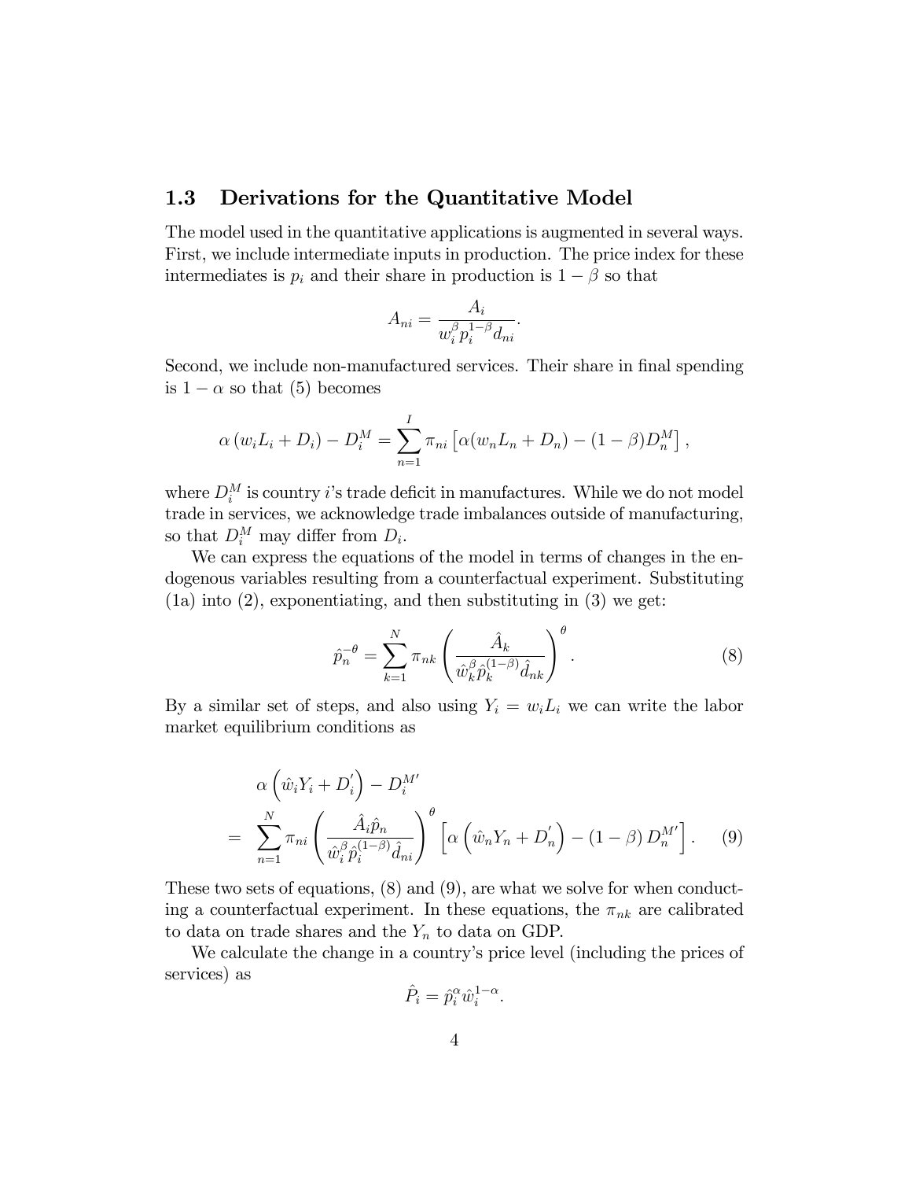### 1.3 Derivations for the Quantitative Model

The model used in the quantitative applications is augmented in several ways. First, we include intermediate inputs in production. The price index for these intermediates is $p_i$ and their share in production is $1-\beta$ so that

$$A_{ni} = \frac{A_i}{w_i^{\beta} p_i^{1-\beta} d_{ni}}.$$

Second, we include non-manufactured services. Their share in final spending is $1-\alpha$ so that (5) becomes

$$\alpha\left(w_i L_i + D_i\right) - D_i^M = \sum_{n=1}^{I} \pi_{ni}\left[\alpha(w_n L_n + D_n) - (1-\beta)D_n^M\right],$$

where $D_i^M$ is country $i$'s trade deficit in manufactures. While we do not model trade in services, we acknowledge trade imbalances outside of manufacturing, so that $D_i^M$ may differ from $D_i$.

We can express the equations of the model in terms of changes in the endogenous variables resulting from a counterfactual experiment. Substituting (1a) into (2), exponentiating, and then substituting in (3) we get:

$$\hat{p}_n^{-\theta} = \sum_{k=1}^{N} \pi_{nk}\left(\frac{\hat{A}_k}{\hat{w}_k^{\beta}\hat{p}_k^{(1-\beta)}\hat{d}_{nk}}\right)^{\theta}. \tag{8}$$

By a similar set of steps, and also using $Y_i = w_i L_i$ we can write the labor market equilibrium conditions as

$$\begin{aligned} & \alpha\left(\hat{w}_i Y_i + D_i^{'}\right) - D_i^{M'} \\ = \;& \sum_{n=1}^{N} \pi_{ni}\left(\frac{\hat{A}_i \hat{p}_n}{\hat{w}_i^{\beta}\hat{p}_i^{(1-\beta)}\hat{d}_{ni}}\right)^{\theta}\left[\alpha\left(\hat{w}_n Y_n + D_n^{'}\right) - (1-\beta)\, D_n^{M'}\right]. \end{aligned} \tag{9}$$

These two sets of equations, (8) and (9), are what we solve for when conducting a counterfactual experiment. In these equations, the $\pi_{nk}$ are calibrated to data on trade shares and the $Y_n$ to data on GDP.

We calculate the change in a country's price level (including the prices of services) as

$$\hat{P}_i = \hat{p}_i^{\alpha}\hat{w}_i^{1-\alpha}.$$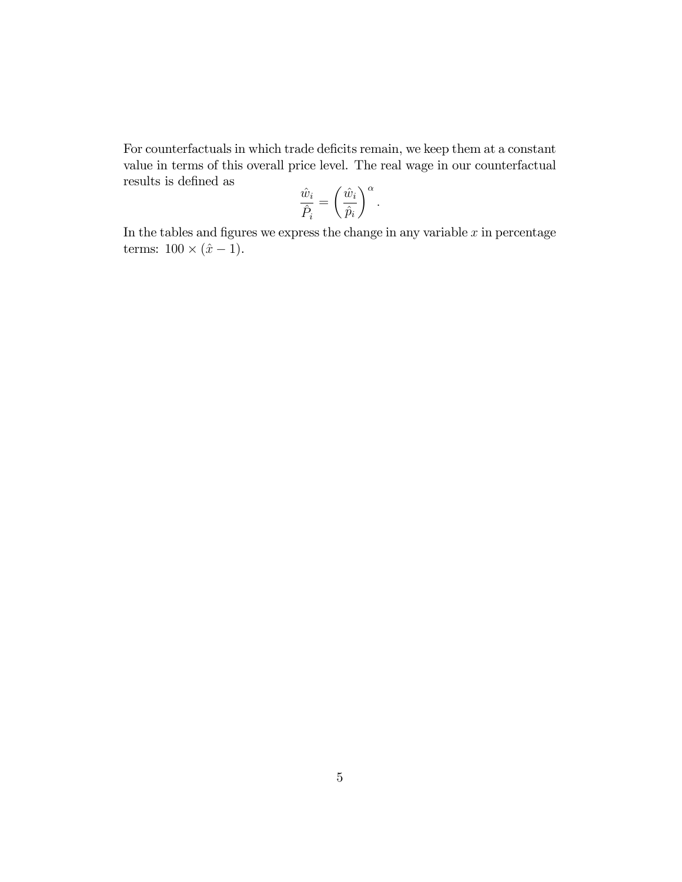For counterfactuals in which trade deficits remain, we keep them at a constant value in terms of this overall price level. The real wage in our counterfactual results is defined as

$$\frac{\hat{w}_i}{\hat{P}_i} = \left(\frac{\hat{w}_i}{\hat{p}_i}\right)^{\alpha}.$$

In the tables and figures we express the change in any variable $x$ in percentage terms: $100 \times (\hat{x} - 1)$.